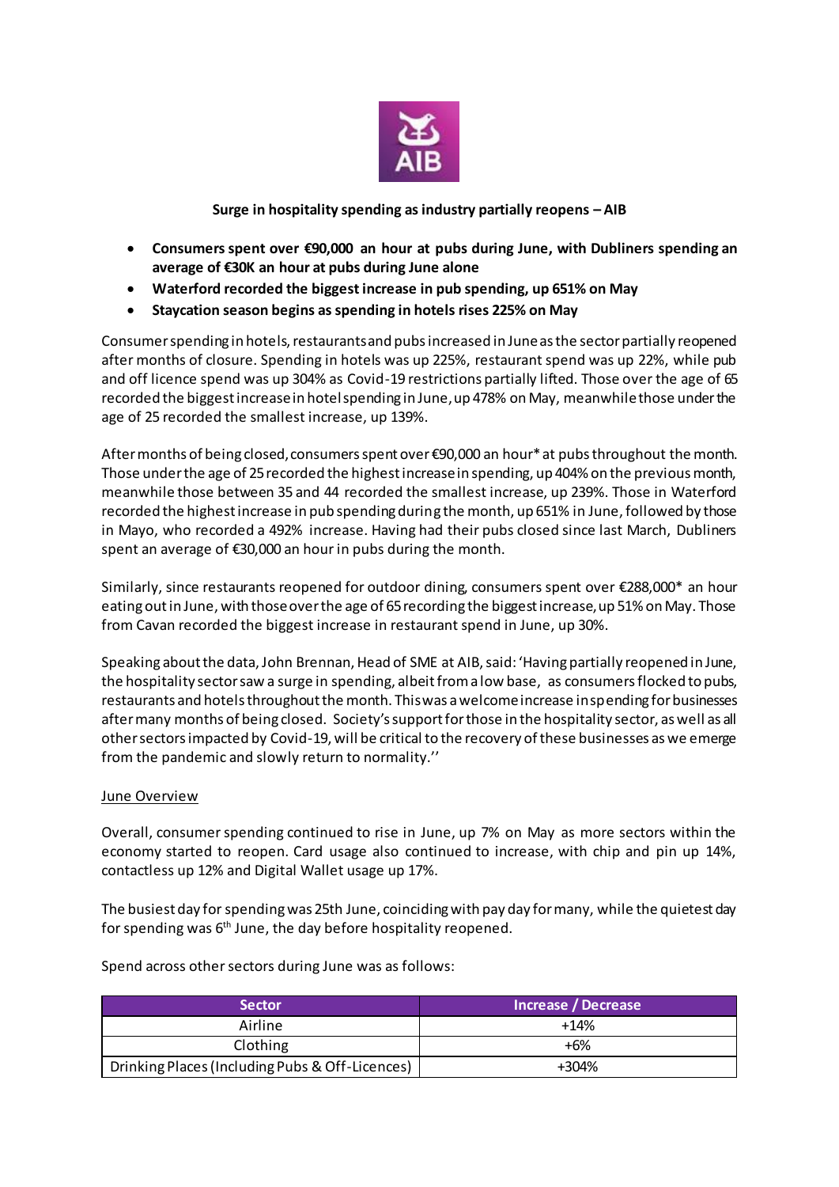**Surge in hospitality spending as industry partially reopens – AIB**

- **Consumers spent over €90,000 an hour at pubs during June, with Dubliners spending an average of €30K an hour at pubs during June alone**
- **Waterford recorded the biggest increase in pub spending, up 651% on May**
- **Staycation season begins as spending in hotels rises 225% on May**

Consumer spending in hotels, restaurants and pubs increased in June as the sector partially reopened after months of closure. Spending in hotels was up 225%, restaurant spend was up 22%, while pub and off licence spend was up 304% as Covid-19 restrictions partially lifted. Those over the age of 65 recorded the biggest increase in hotel spending in June, up 478% on May, meanwhile those under the age of 25 recorded the smallest increase, up 139%.

After months of being closed, consumers spent over €90,000 an hour* at pubs throughout the month. Those under the age of 25 recorded the highest increase in spending, up 404% on the previous month, meanwhile those between 35 and 44 recorded the smallest increase, up 239%. Those in Waterford recorded the highest increase in pub spending during the month, up 651% in June, followed by those in Mayo, who recorded a 492% increase. Having had their pubs closed since last March, Dubliners spent an average of €30,000 an hour in pubs during the month.

Similarly, since restaurants reopened for outdoor dining, consumers spent over €288,000* an hour eating out in June, with those over the age of 65 recording the biggest increase, up 51% on May. Those from Cavan recorded the biggest increase in restaurant spend in June, up 30%.

Speaking about the data, John Brennan, Head of SME at AIB, said: 'Having partially reopened in June, the hospitality sector saw a surge in spending, albeit from a low base, as consumers flocked to pubs, restaurants and hotels throughout the month. This was a welcome increase in spending for businesses after many months of being closed. Society's support for those in the hospitality sector, as well as all other sectors impacted by Covid-19, will be critical to the recovery of these businesses as we emerge from the pandemic and slowly return to normality.''

June Overview

Overall, consumer spending continued to rise in June, up 7% on May as more sectors within the economy started to reopen. Card usage also continued to increase, with chip and pin up 14%, contactless up 12% and Digital Wallet usage up 17%.

The busiest day for spending was 25th June, coinciding with pay day for many, while the quietest day for spending was 6th June, the day before hospitality reopened.

Spend across other sectors during June was as follows:

| Sector | Increase / Decrease |
|---|---|
| Airline | +14% |
| Clothing | +6% |
| Drinking Places (Including Pubs & Off-Licences) | +304% |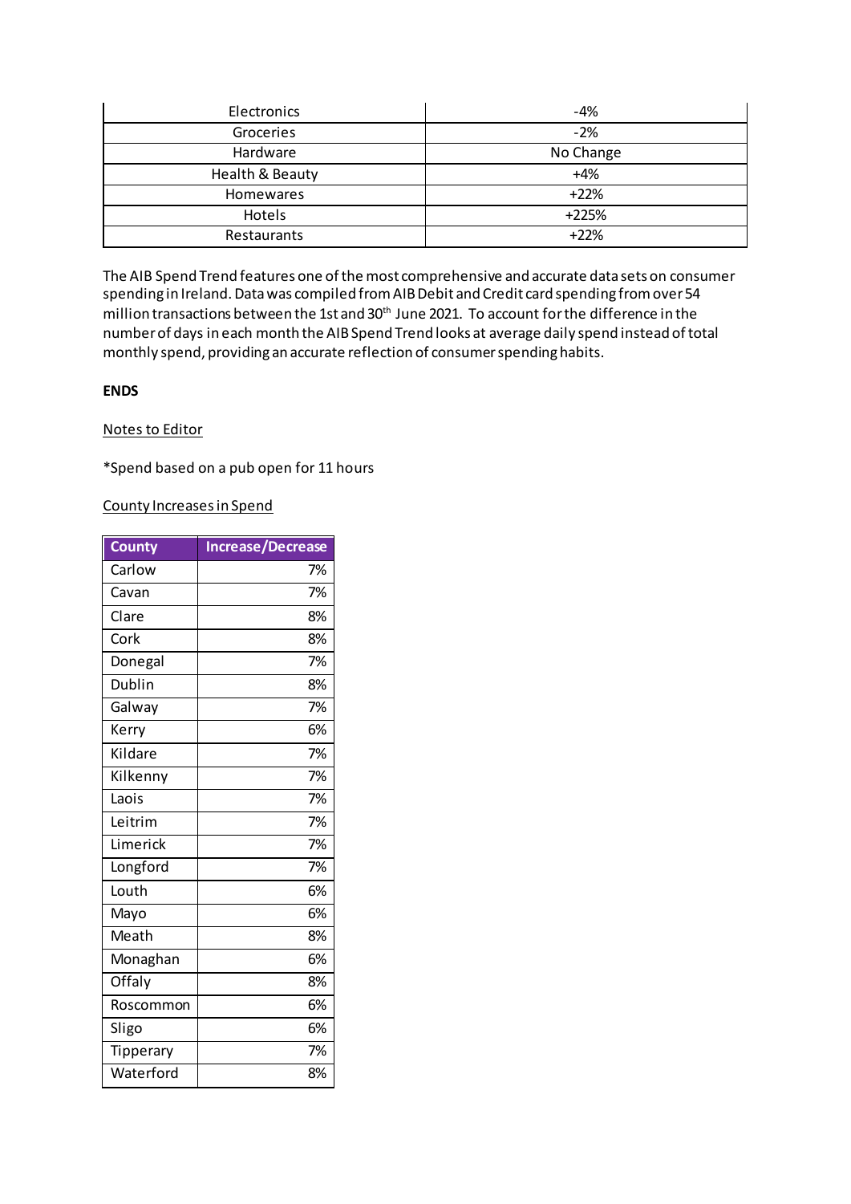| Electronics | -4% |
|---|---|
| Groceries | -2% |
| Hardware | No Change |
| Health & Beauty | +4% |
| Homewares | +22% |
| Hotels | +225% |
| Restaurants | +22% |

The AIB Spend Trend features one of the most comprehensive and accurate data sets on consumer spending in Ireland. Data was compiled from AIB Debit and Credit card spending from over 54 million transactions between the 1st and 30th June 2021. To account for the difference in the number of days in each month the AIB Spend Trend looks at average daily spend instead of total monthly spend, providing an accurate reflection of consumer spending habits.

**ENDS**

Notes to Editor

*Spend based on a pub open for 11 hours

County Increases in Spend

| County | Increase/Decrease |
|---|---|
| Carlow | 7% |
| Cavan | 7% |
| Clare | 8% |
| Cork | 8% |
| Donegal | 7% |
| Dublin | 8% |
| Galway | 7% |
| Kerry | 6% |
| Kildare | 7% |
| Kilkenny | 7% |
| Laois | 7% |
| Leitrim | 7% |
| Limerick | 7% |
| Longford | 7% |
| Louth | 6% |
| Mayo | 6% |
| Meath | 8% |
| Monaghan | 6% |
| Offaly | 8% |
| Roscommon | 6% |
| Sligo | 6% |
| Tipperary | 7% |
| Waterford | 8% |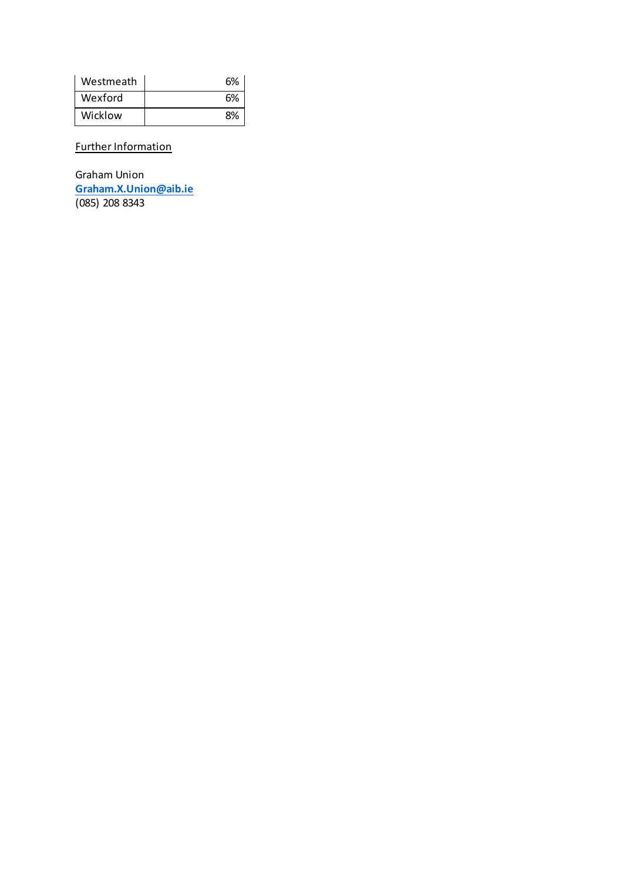| | |
|---|---|
| Westmeath | 6% |
| Wexford | 6% |
| Wicklow | 8% |

Further Information

Graham Union
**Graham.X.Union@aib.ie**
(085) 208 8343